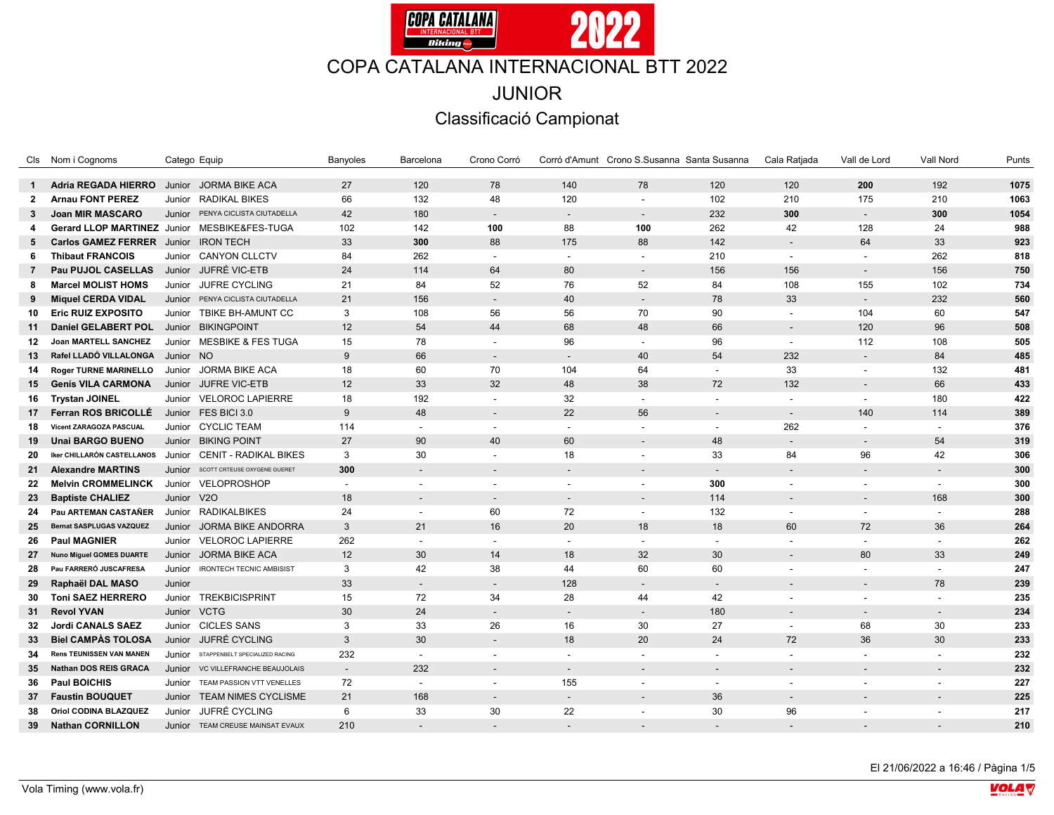# COPA CATALANA INTERNACIONAL BTT 2022

## JUNIOR

### Classificació Campionat

| Cls | Nom i Cognoms | Catego | Equip | Banyoles | Barcelona | Crono Corró | Corró d'Amunt | Crono S.Susanna | Santa Susanna | Cala Ratjada | Vall de Lord | Vall Nord | Punts |
|---|---|---|---|---|---|---|---|---|---|---|---|---|---|
| 1 | Adria REGADA HIERRO | Junior | JORMA BIKE ACA | 27 | 120 | 78 | 140 | 78 | 120 | 120 | **200** | 192 | **1075** |
| 2 | Arnau FONT PEREZ | Junior | RADIKAL BIKES | 66 | 132 | 48 | 120 | - | 102 | 210 | 175 | 210 | **1063** |
| 3 | Joan MIR MASCARO | Junior | PENYA CICLISTA CIUTADELLA | 42 | 180 | - | - | - | 232 | **300** | - | **300** | **1054** |
| 4 | Gerard LLOP MARTINEZ | Junior | MESBIKE&FES-TUGA | 102 | 142 | **100** | 88 | **100** | 262 | 42 | 128 | 24 | **988** |
| 5 | Carlos GAMEZ FERRER | Junior | IRON TECH | 33 | **300** | 88 | 175 | 88 | 142 | - | 64 | 33 | **923** |
| 6 | Thibaut FRANCOIS | Junior | CANYON CLLCTV | 84 | 262 | - | - | - | 210 | - | - | 262 | **818** |
| 7 | Pau PUJOL CASELLAS | Junior | JUFRÉ VIC-ETB | 24 | 114 | 64 | 80 | - | 156 | 156 | - | 156 | **750** |
| 8 | Marcel MOLIST HOMS | Junior | JUFRE CYCLING | 21 | 84 | 52 | 76 | 52 | 84 | 108 | 155 | 102 | **734** |
| 9 | Miquel CERDA VIDAL | Junior | PENYA CICLISTA CIUTADELLA | 21 | 156 | - | 40 | - | 78 | 33 | - | 232 | **560** |
| 10 | Eric RUIZ EXPOSITO | Junior | TBIKE BH-AMUNT CC | 3 | 108 | 56 | 56 | 70 | 90 | - | 104 | 60 | **547** |
| 11 | Daniel GELABERT POL | Junior | BIKINGPOINT | 12 | 54 | 44 | 68 | 48 | 66 | - | 120 | 96 | **508** |
| 12 | Joan MARTELL SANCHEZ | Junior | MESBIKE & FES TUGA | 15 | 78 | - | 96 | - | 96 | - | 112 | 108 | **505** |
| 13 | Rafel LLADÓ VILLALONGA | Junior | NO | 9 | 66 | - | - | 40 | 54 | 232 | - | 84 | **485** |
| 14 | Roger TURNE MARINELLO | Junior | JORMA BIKE ACA | 18 | 60 | 70 | 104 | 64 | - | 33 | - | 132 | **481** |
| 15 | Genís VILA CARMONA | Junior | JUFRE VIC-ETB | 12 | 33 | 32 | 48 | 38 | 72 | 132 | - | 66 | **433** |
| 16 | Trystan JOINEL | Junior | VELOROC LAPIERRE | 18 | 192 | - | 32 | - | - | - | - | 180 | **422** |
| 17 | Ferran ROS BRICOLLÉ | Junior | FES BICI 3.0 | 9 | 48 | - | 22 | 56 | - | - | 140 | 114 | **389** |
| 18 | Vicent ZARAGOZA PASCUAL | Junior | CYCLIC TEAM | 114 | - | - | - | - | - | 262 | - | - | **376** |
| 19 | Unai BARGO BUENO | Junior | BIKING POINT | 27 | 90 | 40 | 60 | - | 48 | - | - | 54 | **319** |
| 20 | Iker CHILLARÓN CASTELLANOS | Junior | CENIT - RADIKAL BIKES | 3 | 30 | - | 18 | - | 33 | 84 | 96 | 42 | **306** |
| 21 | Alexandre MARTINS | Junior | SCOTT CRTEUSE OXYGENE GUERET | **300** | - | - | - | - | - | - | - | - | **300** |
| 22 | Melvin CROMMELINCK | Junior | VELOPROSHOP | - | - | - | - | - | **300** | - | - | - | **300** |
| 23 | Baptiste CHALIEZ | Junior | V2O | 18 | - | - | - | - | 114 | - | - | 168 | **300** |
| 24 | Pau ARTEMAN CASTAÑER | Junior | RADIKALBIKES | 24 | - | 60 | 72 | - | 132 | - | - | - | **288** |
| 25 | Bernat SASPLUGAS VAZQUEZ | Junior | JORMA BIKE ANDORRA | 3 | 21 | 16 | 20 | 18 | 18 | 60 | 72 | 36 | **264** |
| 26 | Paul MAGNIER | Junior | VELOROC LAPIERRE | 262 | - | - | - | - | - | - | - | - | **262** |
| 27 | Nuno Miguel GOMES DUARTE | Junior | JORMA BIKE ACA | 12 | 30 | 14 | 18 | 32 | 30 | - | 80 | 33 | **249** |
| 28 | Pau FARRERÓ JUSCAFRESA | Junior | IRONTECH TECNIC AMBISIST | 3 | 42 | 38 | 44 | 60 | 60 | - | - | - | **247** |
| 29 | Raphaël DAL MASO | Junior | | 33 | - | - | 128 | - | - | - | - | 78 | **239** |
| 30 | Toni SAEZ HERRERO | Junior | TREKBICISPRINT | 15 | 72 | 34 | 28 | 44 | 42 | - | - | - | **235** |
| 31 | Revol YVAN | Junior | VCTG | 30 | 24 | - | - | - | 180 | - | - | - | **234** |
| 32 | Jordi CANALS SAEZ | Junior | CICLES SANS | 3 | 33 | 26 | 16 | 30 | 27 | - | 68 | 30 | **233** |
| 33 | Biel CAMPÀS TOLOSA | Junior | JUFRÉ CYCLING | 3 | 30 | - | 18 | 20 | 24 | 72 | 36 | 30 | **233** |
| 34 | Rens TEUNISSEN VAN MANEN | Junior | STAPPENBELT SPECIALIZED RACING | 232 | - | - | - | - | - | - | - | - | **232** |
| 35 | Nathan DOS REIS GRACA | Junior | VC VILLEFRANCHE BEAUJOLAIS | - | 232 | - | - | - | - | - | - | - | **232** |
| 36 | Paul BOICHIS | Junior | TEAM PASSION VTT VENELLES | 72 | - | - | 155 | - | - | - | - | - | **227** |
| 37 | Faustin BOUQUET | Junior | TEAM NIMES CYCLISME | 21 | 168 | - | - | - | 36 | - | - | - | **225** |
| 38 | Oriol CODINA BLAZQUEZ | Junior | JUFRÉ CYCLING | 6 | 33 | 30 | 22 | - | 30 | 96 | - | - | **217** |
| 39 | Nathan CORNILLON | Junior | TEAM CREUSE MAINSAT EVAUX | 210 | - | - | - | - | - | - | - | - | **210** |

El 21/06/2022 a 16:46

Vola Timing (www.vola.fr)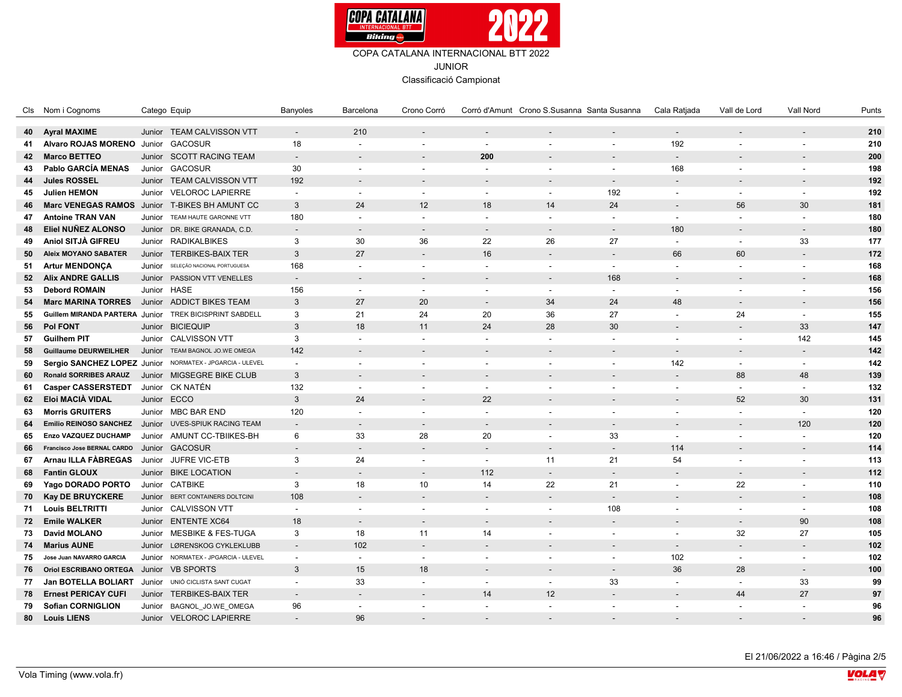COPA CATALANA INTERNACIONAL BTT 2022

JUNIOR

Classificació Campionat

| Cls | Nom i Cognoms | Catego | Equip | Banyoles | Barcelona | Crono Corró | Corró d'Amunt | Crono S.Susanna | Santa Susanna | Cala Ratjada | Vall de Lord | Vall Nord | Punts |
|---|---|---|---|---|---|---|---|---|---|---|---|---|---|
| 40 | **Ayral MAXIME** | Junior | TEAM CALVISSON VTT | - | 210 | - | - | - | - | - | - | - | **210** |
| 41 | **Alvaro ROJAS MORENO** | Junior | GACOSUR | 18 | - | - | - | - | - | 192 | - | - | **210** |
| 42 | **Marco BETTEO** | Junior | SCOTT RACING TEAM | - | - | - | **200** | - | - | - | - | - | **200** |
| 43 | **Pablo GARCÍA MENAS** | Junior | GACOSUR | 30 | - | - | - | - | - | 168 | - | - | **198** |
| 44 | **Jules ROSSEL** | Junior | TEAM CALVISSON VTT | 192 | - | - | - | - | - | - | - | - | **192** |
| 45 | **Julien HEMON** | Junior | VELOROC LAPIERRE | - | - | - | - | - | 192 | - | - | - | **192** |
| 46 | **Marc VENEGAS RAMOS** | Junior | T-BIKES BH AMUNT CC | 3 | 24 | 12 | 18 | 14 | 24 | - | 56 | 30 | **181** |
| 47 | **Antoine TRAN VAN** | Junior | TEAM HAUTE GARONNE VTT | 180 | - | - | - | - | - | - | - | - | **180** |
| 48 | **Eliel NUÑEZ ALONSO** | Junior | DR. BIKE GRANADA, C.D. | - | - | - | - | - | - | 180 | - | - | **180** |
| 49 | **Aniol SITJÀ GIFREU** | Junior | RADIKALBIKES | 3 | 30 | 36 | 22 | 26 | 27 | - | - | 33 | **177** |
| 50 | **Aleix MOYANO SABATER** | Junior | TERBIKES-BAIX TER | 3 | 27 | - | 16 | - | - | 66 | 60 | - | **172** |
| 51 | **Artur MENDONÇA** | Junior | SELEÇÃO NACIONAL PORTUGUESA | 168 | - | - | - | - | - | - | - | - | **168** |
| 52 | **Alix ANDRE GALLIS** | Junior | PASSION VTT VENELLES | - | - | - | - | - | 168 | - | - | - | **168** |
| 53 | **Debord ROMAIN** | Junior | HASE | 156 | - | - | - | - | - | - | - | - | **156** |
| 54 | **Marc MARINA TORRES** | Junior | ADDICT BIKES TEAM | 3 | 27 | 20 | - | 34 | 24 | 48 | - | - | **156** |
| 55 | **Guillem MIRANDA PARTERA** | Junior | TREK BICISPRINT SABDELL | 3 | 21 | 24 | 20 | 36 | 27 | - | 24 | - | **155** |
| 56 | **Pol FONT** | Junior | BICIEQUIP | 3 | 18 | 11 | 24 | 28 | 30 | - | - | 33 | **147** |
| 57 | **Guilhem PIT** | Junior | CALVISSON VTT | 3 | - | - | - | - | - | - | - | 142 | **145** |
| 58 | **Guillaume DEURWEILHER** | Junior | TEAM BAGNOL JO.WE OMEGA | 142 | - | - | - | - | - | - | - | - | **142** |
| 59 | **Sergio SANCHEZ LOPEZ** | Junior | NORMATEX - JPGARCIA - ULEVEL | - | - | - | - | - | - | 142 | - | - | **142** |
| 60 | **Ronald SORRIBES ARAUZ** | Junior | MIGSEGRE BIKE CLUB | 3 | - | - | - | - | - | - | 88 | 48 | **139** |
| 61 | **Casper CASSERSTEDT** | Junior | CK NATÉN | 132 | - | - | - | - | - | - | - | - | **132** |
| 62 | **Eloi MACIÀ VIDAL** | Junior | ECCO | 3 | 24 | - | 22 | - | - | - | 52 | 30 | **131** |
| 63 | **Morris GRUITERS** | Junior | MBC BAR END | 120 | - | - | - | - | - | - | - | - | **120** |
| 64 | **Emilio REINOSO SANCHEZ** | Junior | UVES-SPIUK RACING TEAM | - | - | - | - | - | - | - | - | 120 | **120** |
| 65 | **Enzo VAZQUEZ DUCHAMP** | Junior | AMUNT CC-TBIIKES-BH | 6 | 33 | 28 | 20 | - | 33 | - | - | - | **120** |
| 66 | **Francisco Jose BERNAL CARDO** | Junior | GACOSUR | - | - | - | - | - | - | 114 | - | - | **114** |
| 67 | **Arnau ILLA FÀBREGAS** | Junior | JUFRE VIC-ETB | 3 | 24 | - | - | 11 | 21 | 54 | - | - | **113** |
| 68 | **Fantin GLOUX** | Junior | BIKE LOCATION | - | - | - | 112 | - | - | - | - | - | **112** |
| 69 | **Yago DORADO PORTO** | Junior | CATBIKE | 3 | 18 | 10 | 14 | 22 | 21 | - | 22 | - | **110** |
| 70 | **Kay DE BRUYCKERE** | Junior | BERT CONTAINERS DOLTCINI | 108 | - | - | - | - | - | - | - | - | **108** |
| 71 | **Louis BELTRITTI** | Junior | CALVISSON VTT | - | - | - | - | - | 108 | - | - | - | **108** |
| 72 | **Emile WALKER** | Junior | ENTENTE XC64 | 18 | - | - | - | - | - | - | - | 90 | **108** |
| 73 | **David MOLANO** | Junior | MESBIKE & FES-TUGA | 3 | 18 | 11 | 14 | - | - | - | 32 | 27 | **105** |
| 74 | **Marius AUNE** | Junior | LØRENSKOG CYKLEKLUBB | - | 102 | - | - | - | - | - | - | - | **102** |
| 75 | **Jose Juan NAVARRO GARCIA** | Junior | NORMATEX - JPGARCIA - ULEVEL | - | - | - | - | - | - | 102 | - | - | **102** |
| 76 | **Oriol ESCRIBANO ORTEGA** | Junior | VB SPORTS | 3 | 15 | 18 | - | - | - | 36 | 28 | - | **100** |
| 77 | **Jan BOTELLA BOLIART** | Junior | UNIÓ CICLISTA SANT CUGAT | - | 33 | - | - | - | 33 | - | - | 33 | **99** |
| 78 | **Ernest PERICAY CUFI** | Junior | TERBIKES-BAIX TER | - | - | - | 14 | 12 | - | - | 44 | 27 | **97** |
| 79 | **Sofian CORNIGLION** | Junior | BAGNOL_JO.WE_OMEGA | 96 | - | - | - | - | - | - | - | - | **96** |
| 80 | **Louis LIENS** | Junior | VELOROC LAPIERRE | - | 96 | - | - | - | - | - | - | - | **96** |

El 21/06/2022 a 16:46 / Pàgina 2/5

Vola Timing (www.vola.fr)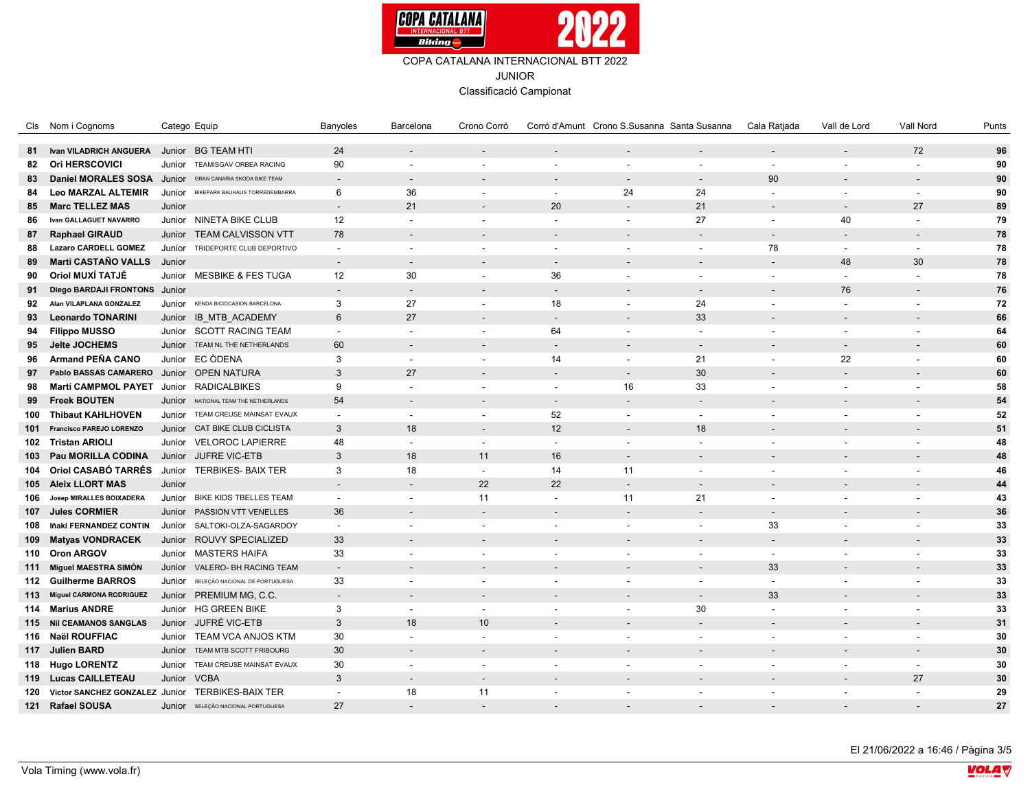COPA CATALANA INTERNACIONAL BTT 2022

JUNIOR

Classificació Campionat

| Cls | Nom i Cognoms | Catego | Equip | Banyoles | Barcelona | Crono Corró | Corró d'Amunt | Crono S.Susanna | Santa Susanna | Cala Ratjada | Vall de Lord | Vall Nord | Punts |
|---|---|---|---|---|---|---|---|---|---|---|---|---|---|
| 81 | Ivan VILADRICH ANGUERA | Junior | BG TEAM HTI | 24 | - | - | - | - | - | - | - | 72 | 96 |
| 82 | Ori HERSCOVICI | Junior | TEAMISGAV ORBEA RACING | 90 | - | - | - | - | - | - | - | - | 90 |
| 83 | Daniel MORALES SOSA | Junior | GRAN CANARIA SKODA BIKE TEAM | - | - | - | - | - | - | 90 | - | - | 90 |
| 84 | Leo MARZAL ALTEMIR | Junior | BIKEPARK BAUHAUS TORREDEMBARRA | 6 | 36 | - | - | 24 | 24 | - | - | - | 90 |
| 85 | Marc TELLEZ MAS | Junior | | - | 21 | - | 20 | - | 21 | - | - | 27 | 89 |
| 86 | Ivan GALLAGUET NAVARRO | Junior | NINETA BIKE CLUB | 12 | - | - | - | - | 27 | - | 40 | - | 79 |
| 87 | Raphael GIRAUD | Junior | TEAM CALVISSON VTT | 78 | - | - | - | - | - | - | - | - | 78 |
| 88 | Lazaro CARDELL GOMEZ | Junior | TRIDEPORTE CLUB DEPORTIVO | - | - | - | - | - | - | 78 | - | - | 78 |
| 89 | Marti CASTAÑO VALLS | Junior | | - | - | - | - | - | - | - | 48 | 30 | 78 |
| 90 | Oriol MUXÍ TATJÉ | Junior | MESBIKE & FES TUGA | 12 | 30 | - | 36 | - | - | - | - | - | 78 |
| 91 | Diego BARDAJI FRONTONS | Junior | | - | - | - | - | - | - | - | 76 | - | 76 |
| 92 | Alan VILAPLANA GONZALEZ | Junior | KENDA BICIOCASION BARCELONA | 3 | 27 | - | 18 | - | 24 | - | - | - | 72 |
| 93 | Leonardo TONARINI | Junior | IB_MTB_ACADEMY | 6 | 27 | - | - | - | 33 | - | - | - | 66 |
| 94 | Filippo MUSSO | Junior | SCOTT RACING TEAM | - | - | - | 64 | - | - | - | - | - | 64 |
| 95 | Jelte JOCHEMS | Junior | TEAM NL THE NETHERLANDS | 60 | - | - | - | - | - | - | - | - | 60 |
| 96 | Armand PEÑA CANO | Junior | EC ÒDENA | 3 | - | - | 14 | - | 21 | - | 22 | - | 60 |
| 97 | Pablo BASSAS CAMARERO | Junior | OPEN NATURA | 3 | 27 | - | - | - | 30 | - | - | - | 60 |
| 98 | Martí CAMPMOL PAYET | Junior | RADICALBIKES | 9 | - | - | - | 16 | 33 | - | - | - | 58 |
| 99 | Freek BOUTEN | Junior | NATIONAL TEAM THE NETHERLANDS | 54 | - | - | - | - | - | - | - | - | 54 |
| 100 | Thibaut KAHLHOVEN | Junior | TEAM CREUSE MAINSAT EVAUX | - | - | - | 52 | - | - | - | - | - | 52 |
| 101 | Francisco PAREJO LORENZO | Junior | CAT BIKE CLUB CICLISTA | 3 | 18 | - | 12 | - | 18 | - | - | - | 51 |
| 102 | Tristan ARIOLI | Junior | VELOROC LAPIERRE | 48 | - | - | - | - | - | - | - | - | 48 |
| 103 | Pau MORILLA CODINA | Junior | JUFRE VIC-ETB | 3 | 18 | 11 | 16 | - | - | - | - | - | 48 |
| 104 | Oriol CASABÓ TARRÉS | Junior | TERBIKES- BAIX TER | 3 | 18 | - | 14 | 11 | - | - | - | - | 46 |
| 105 | Aleix LLORT MAS | Junior | | - | - | 22 | 22 | - | - | - | - | - | 44 |
| 106 | Josep MIRALLES BOIXADERA | Junior | BIKE KIDS TBELLES TEAM | - | - | 11 | - | 11 | 21 | - | - | - | 43 |
| 107 | Jules CORMIER | Junior | PASSION VTT VENELLES | 36 | - | - | - | - | - | - | - | - | 36 |
| 108 | Iñaki FERNANDEZ CONTIN | Junior | SALTOKI-OLZA-SAGARDOY | - | - | - | - | - | - | 33 | - | - | 33 |
| 109 | Matyas VONDRACEK | Junior | ROUVY SPECIALIZED | 33 | - | - | - | - | - | - | - | - | 33 |
| 110 | Oron ARGOV | Junior | MASTERS HAIFA | 33 | - | - | - | - | - | - | - | - | 33 |
| 111 | Miguel MAESTRA SIMÓN | Junior | VALERO- BH RACING TEAM | - | - | - | - | - | - | 33 | - | - | 33 |
| 112 | Guilherme BARROS | Junior | SELEÇÃO NACIONAL DE PORTUGUESA | 33 | - | - | - | - | - | - | - | - | 33 |
| 113 | Miguel CARMONA RODRIGUEZ | Junior | PREMIUM MG, C.C. | - | - | - | - | - | - | 33 | - | - | 33 |
| 114 | Marius ANDRE | Junior | HG GREEN BIKE | 3 | - | - | - | - | 30 | - | - | - | 33 |
| 115 | Nil CEAMANOS SANGLAS | Junior | JUFRÉ VIC-ETB | 3 | 18 | 10 | - | - | - | - | - | - | 31 |
| 116 | Naël ROUFFIAC | Junior | TEAM VCA ANJOS KTM | 30 | - | - | - | - | - | - | - | - | 30 |
| 117 | Julien BARD | Junior | TEAM MTB SCOTT FRIBOURG | 30 | - | - | - | - | - | - | - | - | 30 |
| 118 | Hugo LORENTZ | Junior | TEAM CREUSE MAINSAT EVAUX | 30 | - | - | - | - | - | - | - | - | 30 |
| 119 | Lucas CAILLETEAU | Junior | VCBA | 3 | - | - | - | - | - | - | - | 27 | 30 |
| 120 | Victor SANCHEZ GONZALEZ | Junior | TERBIKES-BAIX TER | - | 18 | 11 | - | - | - | - | - | - | 29 |
| 121 | Rafael SOUSA | Junior | SELEÇÃO NACIONAL PORTUGUESA | 27 | - | - | - | - | - | - | - | - | 27 |

El 21/06/2022 a 16:46 / Pàgina 3/5

Vola Timing (www.vola.fr)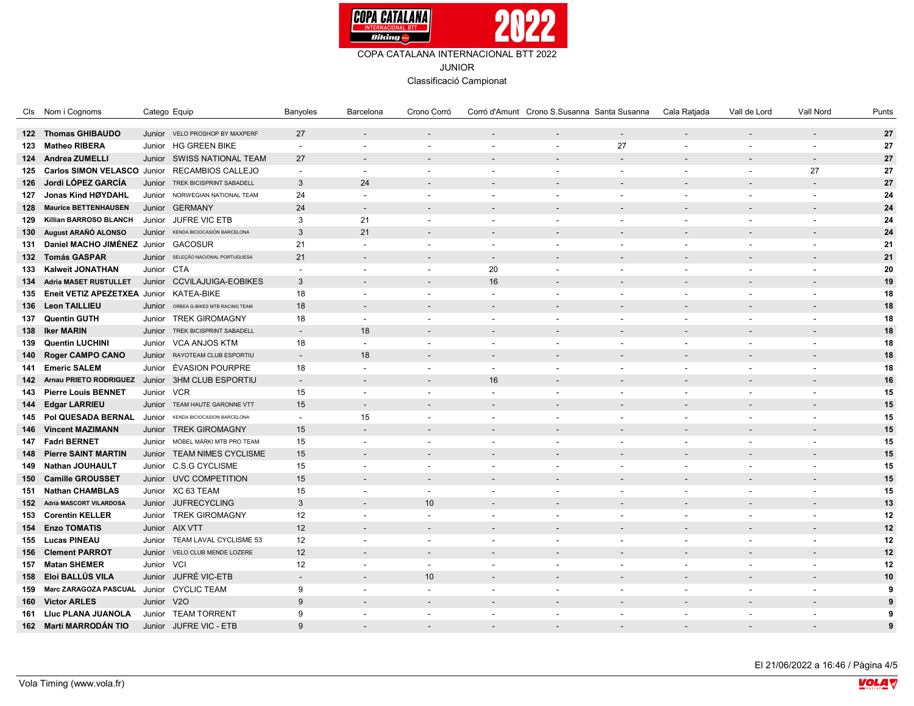COPA CATALANA INTERNACIONAL BTT 2022

JUNIOR

Classificació Campionat

| Cls | Nom i Cognoms | Catego | Equip | Banyoles | Barcelona | Crono Corró | Corró d'Amunt | Crono S.Susanna | Santa Susanna | Cala Ratjada | Vall de Lord | Vall Nord | Punts |
|---|---|---|---|---|---|---|---|---|---|---|---|---|---|
| 122 | **Thomas GHIBAUDO** | Junior | VELO PROSHOP BY MAXPERF | 27 | - | - | - | - | - | - | - | - | **27** |
| 123 | **Matheo RIBERA** | Junior | HG GREEN BIKE | - | - | - | - | - | 27 | - | - | - | **27** |
| 124 | **Andrea ZUMELLI** | Junior | SWISS NATIONAL TEAM | 27 | - | - | - | - | - | - | - | - | **27** |
| 125 | **Carlos SIMON VELASCO** | Junior | RECAMBIOS CALLEJO | - | - | - | - | - | - | - | - | 27 | **27** |
| 126 | **Jordi LÓPEZ GARCÍA** | Junior | TREK BICISPRINT SABADELL | 3 | 24 | - | - | - | - | - | - | - | **27** |
| 127 | **Jonas Kind HØYDAHL** | Junior | NORWEGIAN NATIONAL TEAM | 24 | - | - | - | - | - | - | - | - | **24** |
| 128 | **Maurice BETTENHAUSEN** | Junior | GERMANY | 24 | - | - | - | - | - | - | - | - | **24** |
| 129 | **Killian BARROSO BLANCH** | Junior | JUFRE VIC ETB | 3 | 21 | - | - | - | - | - | - | - | **24** |
| 130 | **August ARAÑÓ ALONSO** | Junior | KENDA BICIOCASIÓN BARCELONA | 3 | 21 | - | - | - | - | - | - | - | **24** |
| 131 | **Daniel MACHO JIMÉNEZ** | Junior | GACOSUR | 21 | - | - | - | - | - | - | - | - | **21** |
| 132 | **Tomás GASPAR** | Junior | SELEÇÃO NACIONAL PORTUGUESA | 21 | - | - | - | - | - | - | - | - | **21** |
| 133 | **Kalweit JONATHAN** | Junior | CTA | - | - | - | 20 | - | - | - | - | - | **20** |
| 134 | **Adria MASET RUSTULLET** | Junior | CCVILAJUIGA-EOBIKES | 3 | - | - | 16 | - | - | - | - | - | **19** |
| 135 | **Eneit VETIZ APEZETXEA** | Junior | KATEA-BIKE | 18 | - | - | - | - | - | - | - | - | **18** |
| 136 | **Leon TAILLIEU** | Junior | ORBEA G-BIKES MTB RACING TEAM | 18 | - | - | - | - | - | - | - | - | **18** |
| 137 | **Quentin GUTH** | Junior | TREK GIROMAGNY | 18 | - | - | - | - | - | - | - | - | **18** |
| 138 | **Iker MARIN** | Junior | TREK BICISPRINT SABADELL | - | 18 | - | - | - | - | - | - | - | **18** |
| 139 | **Quentin LUCHINI** | Junior | VCA ANJOS KTM | 18 | - | - | - | - | - | - | - | - | **18** |
| 140 | **Roger CAMPO CANO** | Junior | RAYOTEAM CLUB ESPORTIU | - | 18 | - | - | - | - | - | - | - | **18** |
| 141 | **Emeric SALEM** | Junior | ÉVASION POURPRE | 18 | - | - | - | - | - | - | - | - | **18** |
| 142 | **Arnau PRIETO RODRIGUEZ** | Junior | 3HM CLUB ESPORTIU | - | - | - | 16 | - | - | - | - | - | **16** |
| 143 | **Pierre Louis BENNET** | Junior | VCR | 15 | - | - | - | - | - | - | - | - | **15** |
| 144 | **Edgar LARRIEU** | Junior | TEAM HAUTE GARONNE VTT | 15 | - | - | - | - | - | - | - | - | **15** |
| 145 | **Pol QUESADA BERNAL** | Junior | KENDA BICIOCASION BARCELONA | - | 15 | - | - | - | - | - | - | - | **15** |
| 146 | **Vincent MAZIMANN** | Junior | TREK GIROMAGNY | 15 | - | - | - | - | - | - | - | - | **15** |
| 147 | **Fadri BERNET** | Junior | MÖBEL MÄRKI MTB PRO TEAM | 15 | - | - | - | - | - | - | - | - | **15** |
| 148 | **Pierre SAINT MARTIN** | Junior | TEAM NIMES CYCLISME | 15 | - | - | - | - | - | - | - | - | **15** |
| 149 | **Nathan JOUHAULT** | Junior | C.S.G CYCLISME | 15 | - | - | - | - | - | - | - | - | **15** |
| 150 | **Camille GROUSSET** | Junior | UVC COMPETITION | 15 | - | - | - | - | - | - | - | - | **15** |
| 151 | **Nathan CHAMBLAS** | Junior | XC 63 TEAM | 15 | - | - | - | - | - | - | - | - | **15** |
| 152 | **Adrià MASCORT VILARDOSA** | Junior | JUFRECYCLING | 3 | - | 10 | - | - | - | - | - | - | **13** |
| 153 | **Corentin KELLER** | Junior | TREK GIROMAGNY | 12 | - | - | - | - | - | - | - | - | **12** |
| 154 | **Enzo TOMATIS** | Junior | AIX VTT | 12 | - | - | - | - | - | - | - | - | **12** |
| 155 | **Lucas PINEAU** | Junior | TEAM LAVAL CYCLISME 53 | 12 | - | - | - | - | - | - | - | - | **12** |
| 156 | **Clement PARROT** | Junior | VELO CLUB MENDE LOZERE | 12 | - | - | - | - | - | - | - | - | **12** |
| 157 | **Matan SHEMER** | Junior | VCI | 12 | - | - | - | - | - | - | - | - | **12** |
| 158 | **Eloi BALLÚS VILA** | Junior | JUFRÉ VIC-ETB | - | - | 10 | - | - | - | - | - | - | **10** |
| 159 | **Marc ZARAGOZA PASCUAL** | Junior | CYCLIC TEAM | 9 | - | - | - | - | - | - | - | - | **9** |
| 160 | **Victor ARLES** | Junior | V2O | 9 | - | - | - | - | - | - | - | - | **9** |
| 161 | **Lluc PLANA JUANOLA** | Junior | TEAM TORRENT | 9 | - | - | - | - | - | - | - | - | **9** |
| 162 | **Martí MARRODÁN TIO** | Junior | JUFRE VIC - ETB | 9 | - | - | - | - | - | - | - | - | **9** |

El 21/06/2022 a 16:46

Vola Timing (www.vola.fr)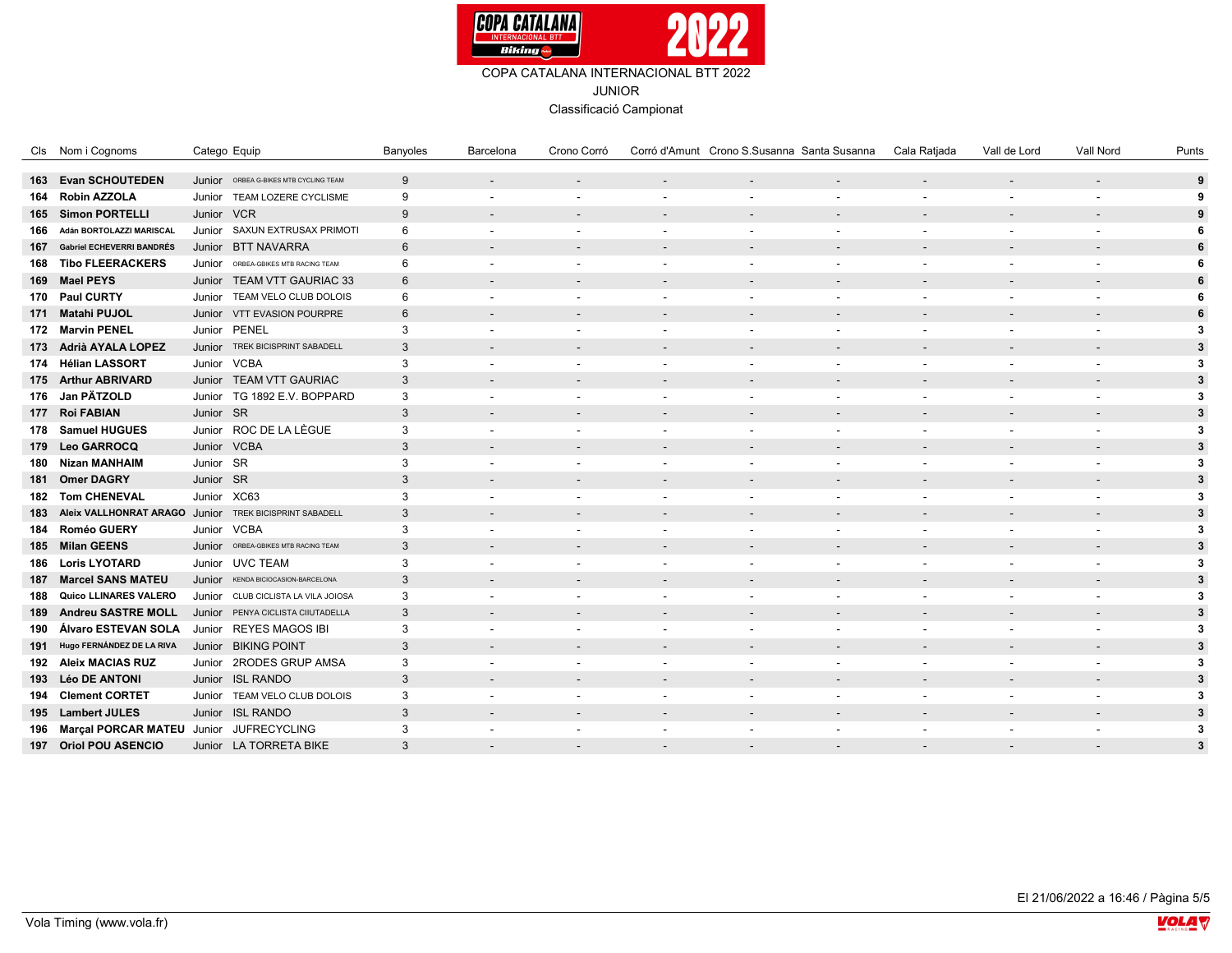COPA CATALANA INTERNACIONAL BTT 2022

JUNIOR

Classificació Campionat

| Cls | Nom i Cognoms | Catego | Equip | Banyoles | Barcelona | Crono Corró | Corró d'Amunt | Crono S.Susanna | Santa Susanna | Cala Ratjada | Vall de Lord | Vall Nord | Punts |
|---|---|---|---|---|---|---|---|---|---|---|---|---|---|
| 163 | **Evan SCHOUTEDEN** | Junior | ORBEA G-BIKES MTB CYCLING TEAM | 9 | - | - | - | - | - | - | - | - | **9** |
| 164 | **Robin AZZOLA** | Junior | TEAM LOZERE CYCLISME | 9 | - | - | - | - | - | - | - | - | **9** |
| 165 | **Simon PORTELLI** | Junior | VCR | 9 | - | - | - | - | - | - | - | - | **9** |
| 166 | **Adán BORTOLAZZI MARISCAL** | Junior | SAXUN EXTRUSAX PRIMOTI | 6 | - | - | - | - | - | - | - | - | **6** |
| 167 | **Gabriel ECHEVERRI BANDRÉS** | Junior | BTT NAVARRA | 6 | - | - | - | - | - | - | - | - | **6** |
| 168 | **Tibo FLEERACKERS** | Junior | ORBEA-GBIKES MTB RACING TEAM | 6 | - | - | - | - | - | - | - | - | **6** |
| 169 | **Mael PEYS** | Junior | TEAM VTT GAURIAC 33 | 6 | - | - | - | - | - | - | - | - | **6** |
| 170 | **Paul CURTY** | Junior | TEAM VELO CLUB DOLOIS | 6 | - | - | - | - | - | - | - | - | **6** |
| 171 | **Matahi PUJOL** | Junior | VTT EVASION POURPRE | 6 | - | - | - | - | - | - | - | - | **6** |
| 172 | **Marvin PENEL** | Junior | PENEL | 3 | - | - | - | - | - | - | - | - | **3** |
| 173 | **Adrià AYALA LOPEZ** | Junior | TREK BICISPRINT SABADELL | 3 | - | - | - | - | - | - | - | - | **3** |
| 174 | **Hélian LASSORT** | Junior | VCBA | 3 | - | - | - | - | - | - | - | - | **3** |
| 175 | **Arthur ABRIVARD** | Junior | TEAM VTT GAURIAC | 3 | - | - | - | - | - | - | - | - | **3** |
| 176 | **Jan PÄTZOLD** | Junior | TG 1892 E.V. BOPPARD | 3 | - | - | - | - | - | - | - | - | **3** |
| 177 | **Roi FABIAN** | Junior | SR | 3 | - | - | - | - | - | - | - | - | **3** |
| 178 | **Samuel HUGUES** | Junior | ROC DE LA LÈGUE | 3 | - | - | - | - | - | - | - | - | **3** |
| 179 | **Leo GARROCQ** | Junior | VCBA | 3 | - | - | - | - | - | - | - | - | **3** |
| 180 | **Nizan MANHAIM** | Junior | SR | 3 | - | - | - | - | - | - | - | - | **3** |
| 181 | **Omer DAGRY** | Junior | SR | 3 | - | - | - | - | - | - | - | - | **3** |
| 182 | **Tom CHENEVAL** | Junior | XC63 | 3 | - | - | - | - | - | - | - | - | **3** |
| 183 | **Aleix VALLHONRAT ARAGO** | Junior | TREK BICISPRINT SABADELL | 3 | - | - | - | - | - | - | - | - | **3** |
| 184 | **Roméo GUERY** | Junior | VCBA | 3 | - | - | - | - | - | - | - | - | **3** |
| 185 | **Milan GEENS** | Junior | ORBEA-GBIKES MTB RACING TEAM | 3 | - | - | - | - | - | - | - | - | **3** |
| 186 | **Loris LYOTARD** | Junior | UVC TEAM | 3 | - | - | - | - | - | - | - | - | **3** |
| 187 | **Marcel SANS MATEU** | Junior | KENDA BICIOCASION-BARCELONA | 3 | - | - | - | - | - | - | - | - | **3** |
| 188 | **Quico LLINARES VALERO** | Junior | CLUB CICLISTA LA VILA JOIOSA | 3 | - | - | - | - | - | - | - | - | **3** |
| 189 | **Andreu SASTRE MOLL** | Junior | PENYA CICLISTA CIIUTADELLA | 3 | - | - | - | - | - | - | - | - | **3** |
| 190 | **Álvaro ESTEVAN SOLA** | Junior | REYES MAGOS IBI | 3 | - | - | - | - | - | - | - | - | **3** |
| 191 | **Hugo FERNÁNDEZ DE LA RIVA** | Junior | BIKING POINT | 3 | - | - | - | - | - | - | - | - | **3** |
| 192 | **Aleix MACIAS RUZ** | Junior | 2RODES GRUP AMSA | 3 | - | - | - | - | - | - | - | - | **3** |
| 193 | **Léo DE ANTONI** | Junior | ISL RANDO | 3 | - | - | - | - | - | - | - | - | **3** |
| 194 | **Clement CORTET** | Junior | TEAM VELO CLUB DOLOIS | 3 | - | - | - | - | - | - | - | - | **3** |
| 195 | **Lambert JULES** | Junior | ISL RANDO | 3 | - | - | - | - | - | - | - | - | **3** |
| 196 | **Marçal PORCAR MATEU** | Junior | JUFRECYCLING | 3 | - | - | - | - | - | - | - | - | **3** |
| 197 | **Oriol POU ASENCIO** | Junior | LA TORRETA BIKE | 3 | - | - | - | - | - | - | - | - | **3** |

El 21/06/2022 a 16:46 / Pàgina 5/5

Vola Timing (www.vola.fr)